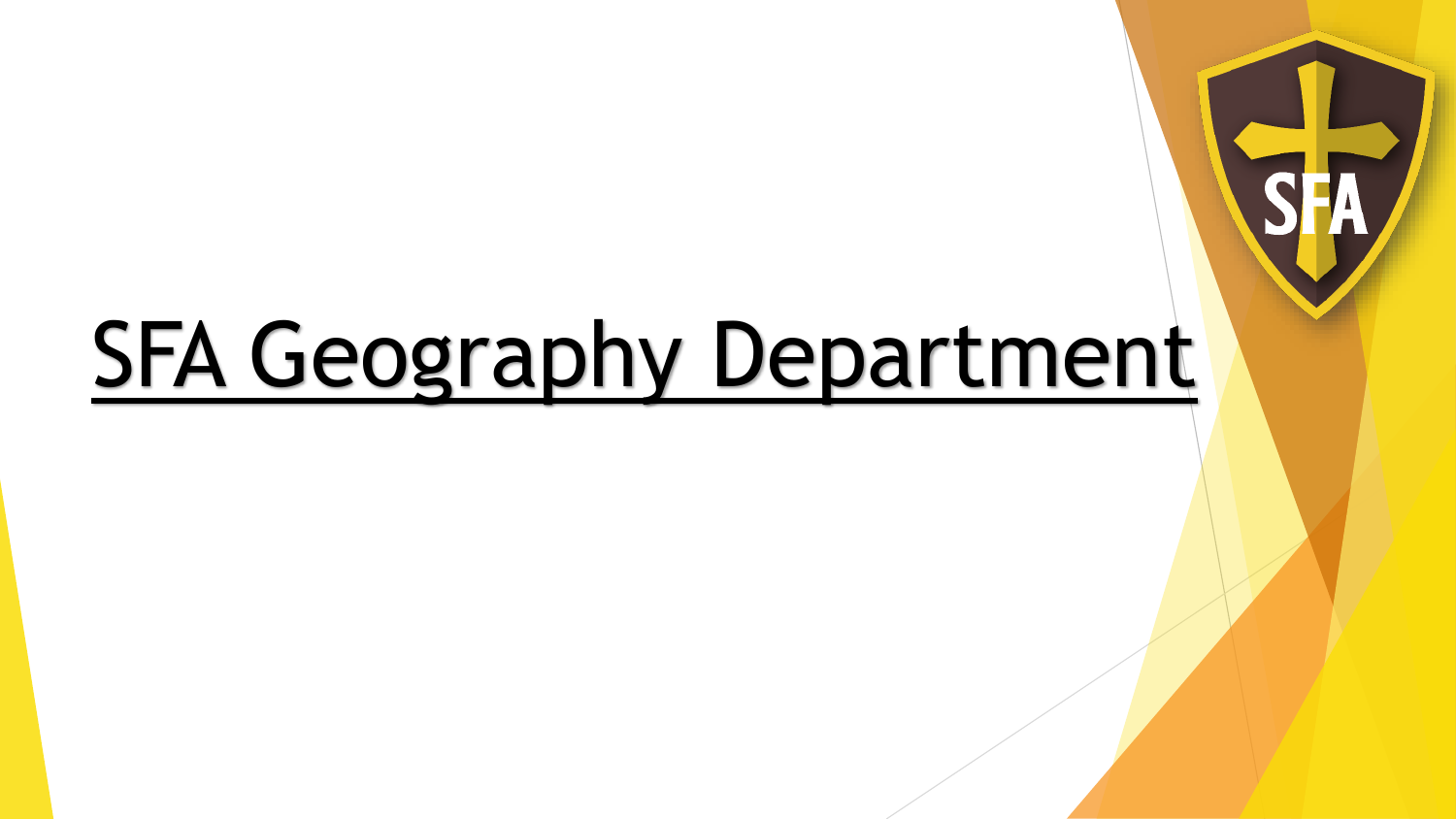# SFA Geography Department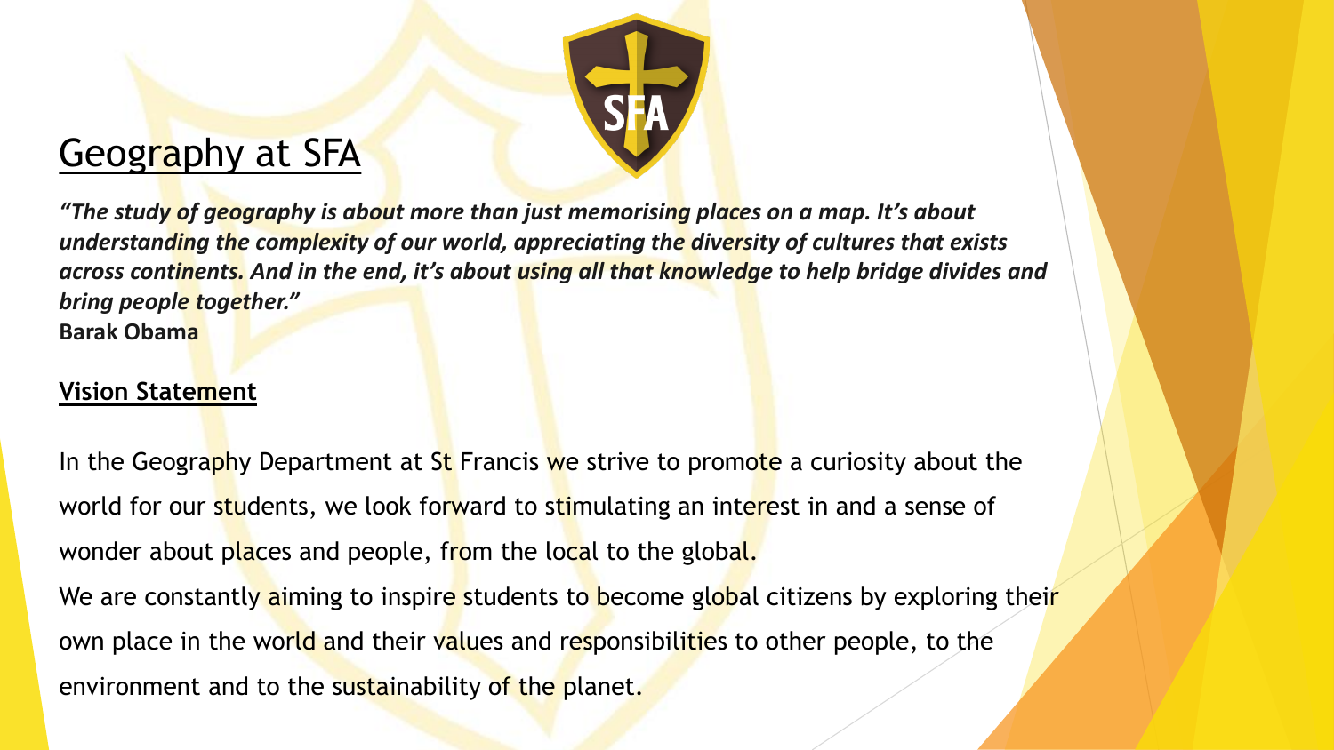# Geography at SFA

***"The study of geography is about more than just memorising places on a map. It's about understanding the complexity of our world, appreciating the diversity of cultures that exists across continents. And in the end, it's about using all that knowledge to help bridge divides and bring people together."***
**Barak Obama**

**Vision Statement**

In the Geography Department at St Francis we strive to promote a curiosity about the world for our students, we look forward to stimulating an interest in and a sense of wonder about places and people, from the local to the global.

We are constantly aiming to inspire students to become global citizens by exploring their own place in the world and their values and responsibilities to other people, to the environment and to the sustainability of the planet.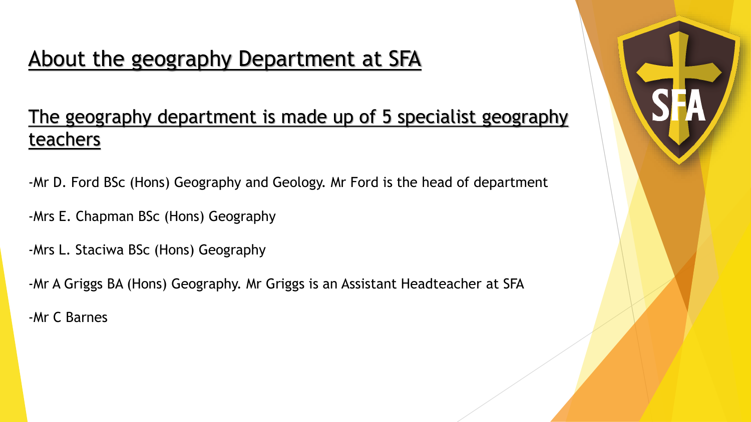# About the geography Department at SFA

## The geography department is made up of 5 specialist geography teachers

-Mr D. Ford BSc (Hons) Geography and Geology. Mr Ford is the head of department

-Mrs E. Chapman BSc (Hons) Geography

-Mrs L. Staciwa BSc (Hons) Geography

-Mr A Griggs BA (Hons) Geography. Mr Griggs is an Assistant Headteacher at SFA

-Mr C Barnes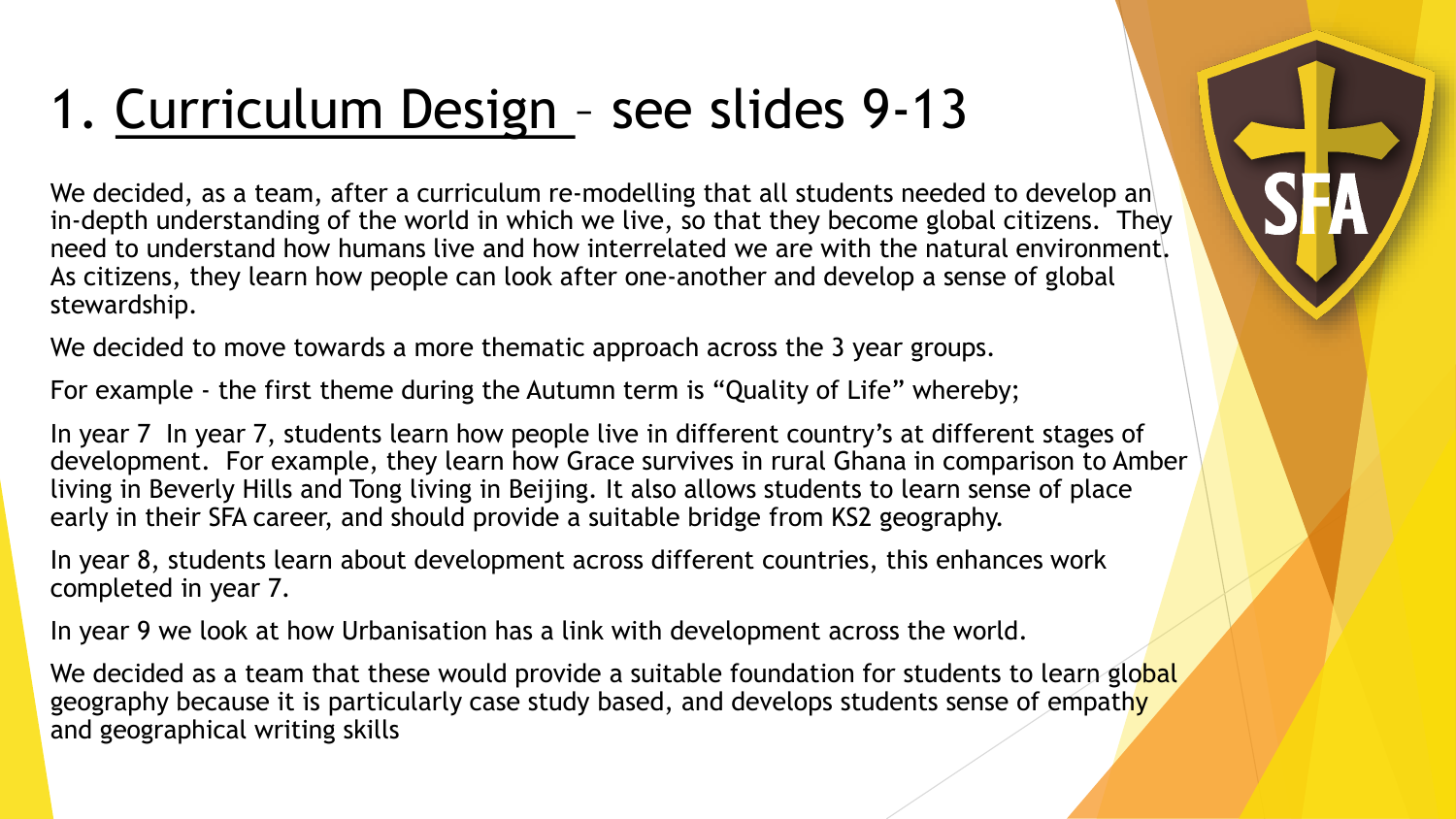# 1. Curriculum Design – see slides 9-13

We decided, as a team, after a curriculum re-modelling that all students needed to develop an in-depth understanding of the world in which we live, so that they become global citizens. They need to understand how humans live and how interrelated we are with the natural environment. As citizens, they learn how people can look after one-another and develop a sense of global stewardship.

We decided to move towards a more thematic approach across the 3 year groups.

For example - the first theme during the Autumn term is "Quality of Life" whereby;

In year 7 In year 7, students learn how people live in different country's at different stages of development. For example, they learn how Grace survives in rural Ghana in comparison to Amber living in Beverly Hills and Tong living in Beijing. It also allows students to learn sense of place early in their SFA career, and should provide a suitable bridge from KS2 geography.

In year 8, students learn about development across different countries, this enhances work completed in year 7.

In year 9 we look at how Urbanisation has a link with development across the world.

We decided as a team that these would provide a suitable foundation for students to learn global geography because it is particularly case study based, and develops students sense of empathy and geographical writing skills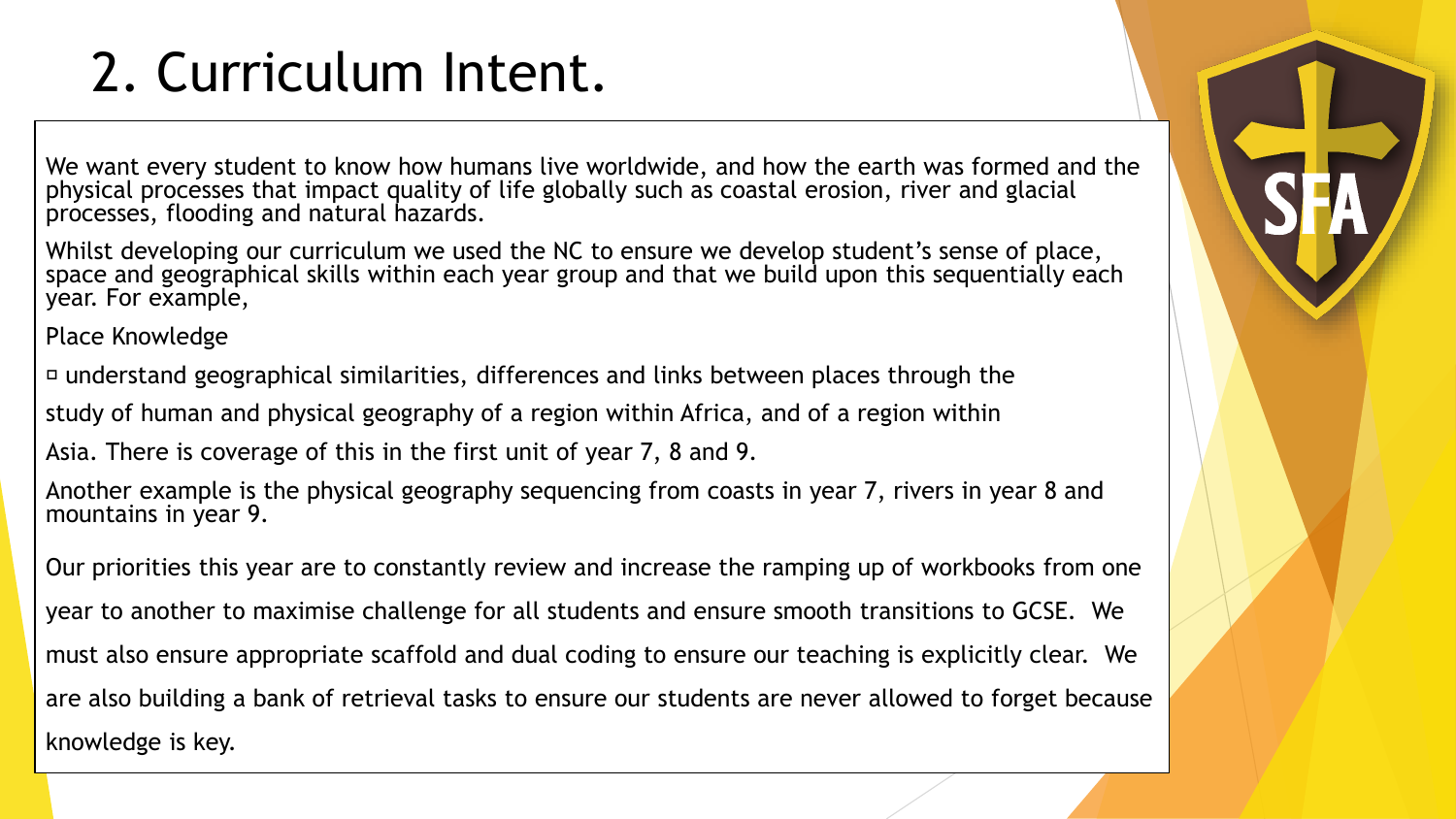# 2. Curriculum Intent.

We want every student to know how humans live worldwide, and how the earth was formed and the physical processes that impact quality of life globally such as coastal erosion, river and glacial processes, flooding and natural hazards.

Whilst developing our curriculum we used the NC to ensure we develop student's sense of place, space and geographical skills within each year group and that we build upon this sequentially each year. For example,

Place Knowledge

- understand geographical similarities, differences and links between places through the study of human and physical geography of a region within Africa, and of a region within Asia. There is coverage of this in the first unit of year 7, 8 and 9.

Another example is the physical geography sequencing from coasts in year 7, rivers in year 8 and mountains in year 9.

Our priorities this year are to constantly review and increase the ramping up of workbooks from one year to another to maximise challenge for all students and ensure smooth transitions to GCSE. We must also ensure appropriate scaffold and dual coding to ensure our teaching is explicitly clear. We are also building a bank of retrieval tasks to ensure our students are never allowed to forget because knowledge is key.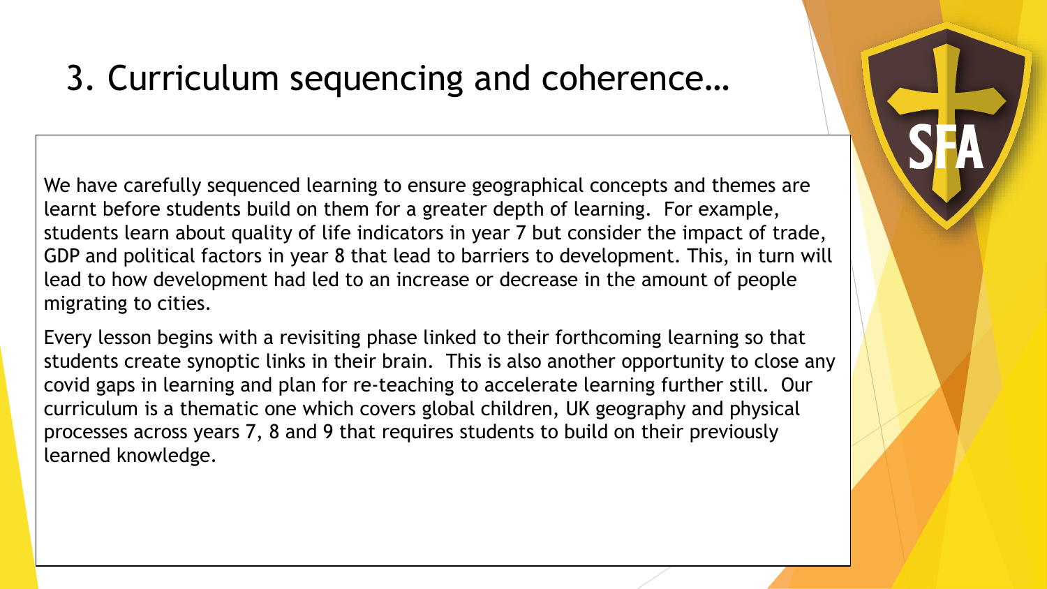# 3. Curriculum sequencing and coherence…

We have carefully sequenced learning to ensure geographical concepts and themes are learnt before students build on them for a greater depth of learning. For example, students learn about quality of life indicators in year 7 but consider the impact of trade, GDP and political factors in year 8 that lead to barriers to development. This, in turn will lead to how development had led to an increase or decrease in the amount of people migrating to cities.

Every lesson begins with a revisiting phase linked to their forthcoming learning so that students create synoptic links in their brain. This is also another opportunity to close any covid gaps in learning and plan for re-teaching to accelerate learning further still. Our curriculum is a thematic one which covers global children, UK geography and physical processes across years 7, 8 and 9 that requires students to build on their previously learned knowledge.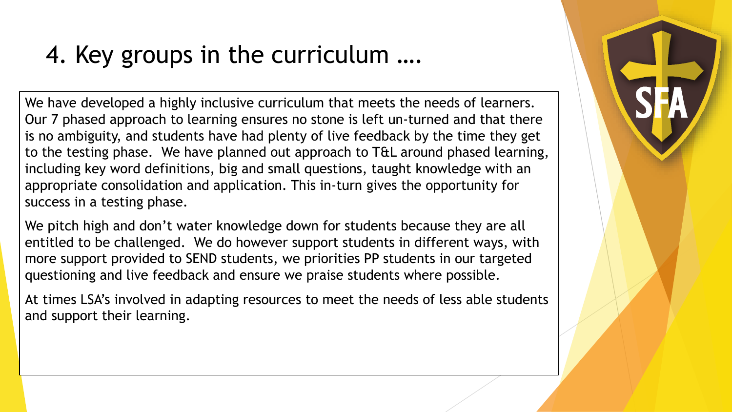# 4. Key groups in the curriculum ….

We have developed a highly inclusive curriculum that meets the needs of learners. Our 7 phased approach to learning ensures no stone is left un-turned and that there is no ambiguity, and students have had plenty of live feedback by the time they get to the testing phase. We have planned out approach to T&L around phased learning, including key word definitions, big and small questions, taught knowledge with an appropriate consolidation and application. This in-turn gives the opportunity for success in a testing phase.

We pitch high and don't water knowledge down for students because they are all entitled to be challenged. We do however support students in different ways, with more support provided to SEND students, we priorities PP students in our targeted questioning and live feedback and ensure we praise students where possible.

At times LSA's involved in adapting resources to meet the needs of less able students and support their learning.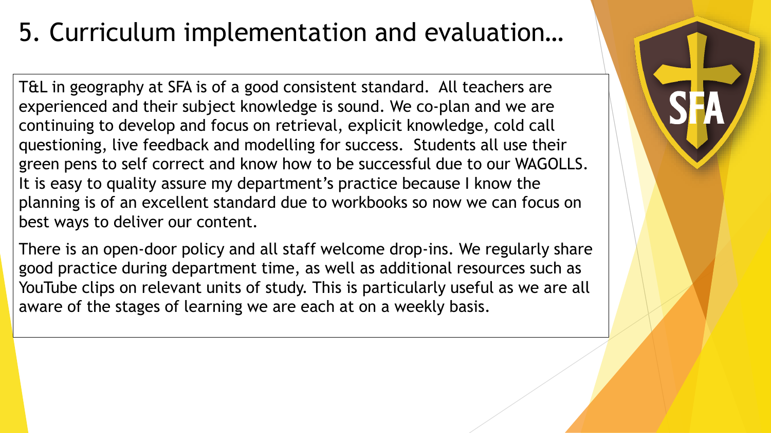# 5. Curriculum implementation and evaluation…

T&L in geography at SFA is of a good consistent standard. All teachers are experienced and their subject knowledge is sound. We co-plan and we are continuing to develop and focus on retrieval, explicit knowledge, cold call questioning, live feedback and modelling for success. Students all use their green pens to self correct and know how to be successful due to our WAGOLLS. It is easy to quality assure my department's practice because I know the planning is of an excellent standard due to workbooks so now we can focus on best ways to deliver our content.

There is an open-door policy and all staff welcome drop-ins. We regularly share good practice during department time, as well as additional resources such as YouTube clips on relevant units of study. This is particularly useful as we are all aware of the stages of learning we are each at on a weekly basis.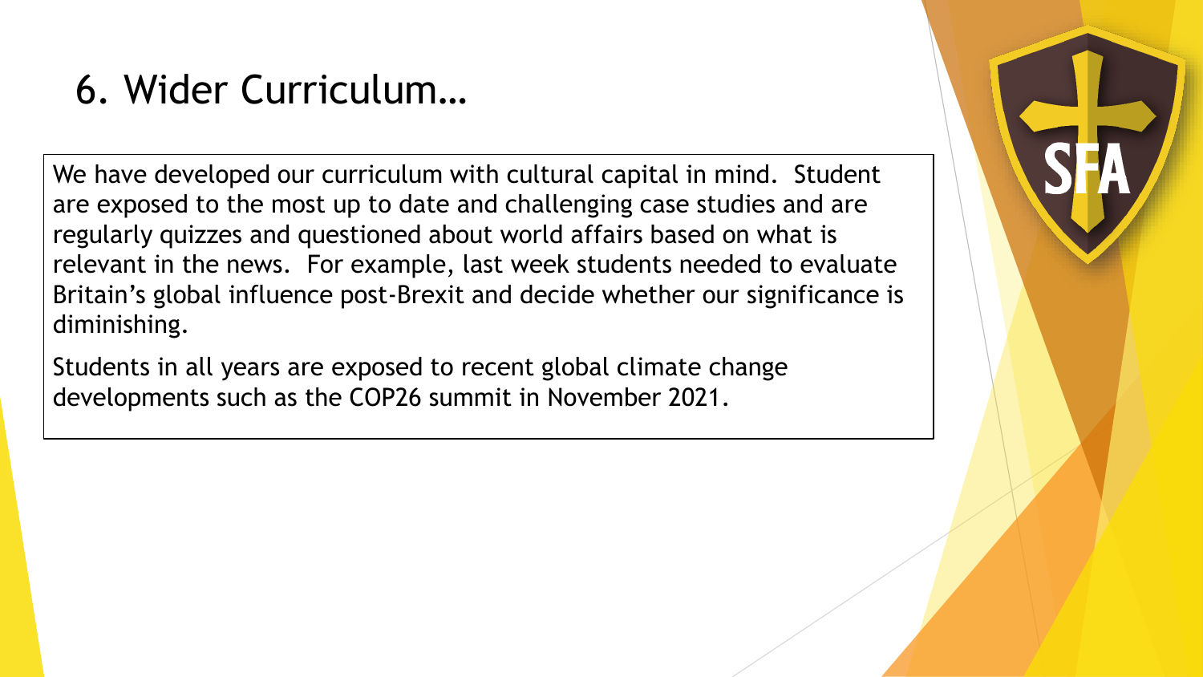# 6. Wider Curriculum…

We have developed our curriculum with cultural capital in mind. Student are exposed to the most up to date and challenging case studies and are regularly quizzes and questioned about world affairs based on what is relevant in the news. For example, last week students needed to evaluate Britain's global influence post-Brexit and decide whether our significance is diminishing.

Students in all years are exposed to recent global climate change developments such as the COP26 summit in November 2021.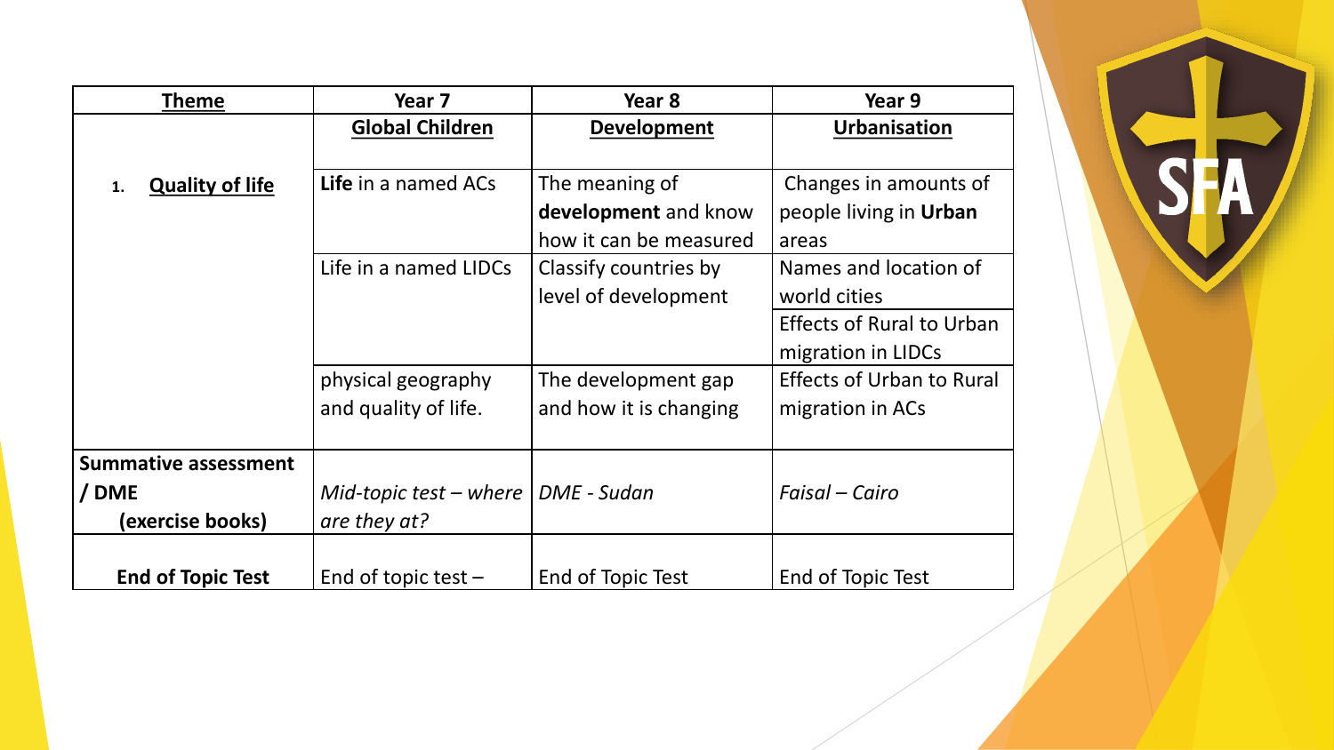| **Theme** | **Year 7** | **Year 8** | **Year 9** |
|---|---|---|---|
| | **Global Children** | **Development** | **Urbanisation** |
| 1. **Quality of life** | **Life** in a named ACs | The meaning of **development** and know how it can be measured | Changes in amounts of people living in **Urban** areas |
| | Life in a named LIDCs | Classify countries by level of development | Names and location of world cities |
| | | | Effects of Rural to Urban migration in LIDCs |
| | physical geography and quality of life. | The development gap and how it is changing | Effects of Urban to Rural migration in ACs |
| **Summative assessment / DME (exercise books)** | *Mid-topic test – where are they at?* | *DME - Sudan* | *Faisal – Cairo* |
| **End of Topic Test** | End of topic test – | End of Topic Test | End of Topic Test |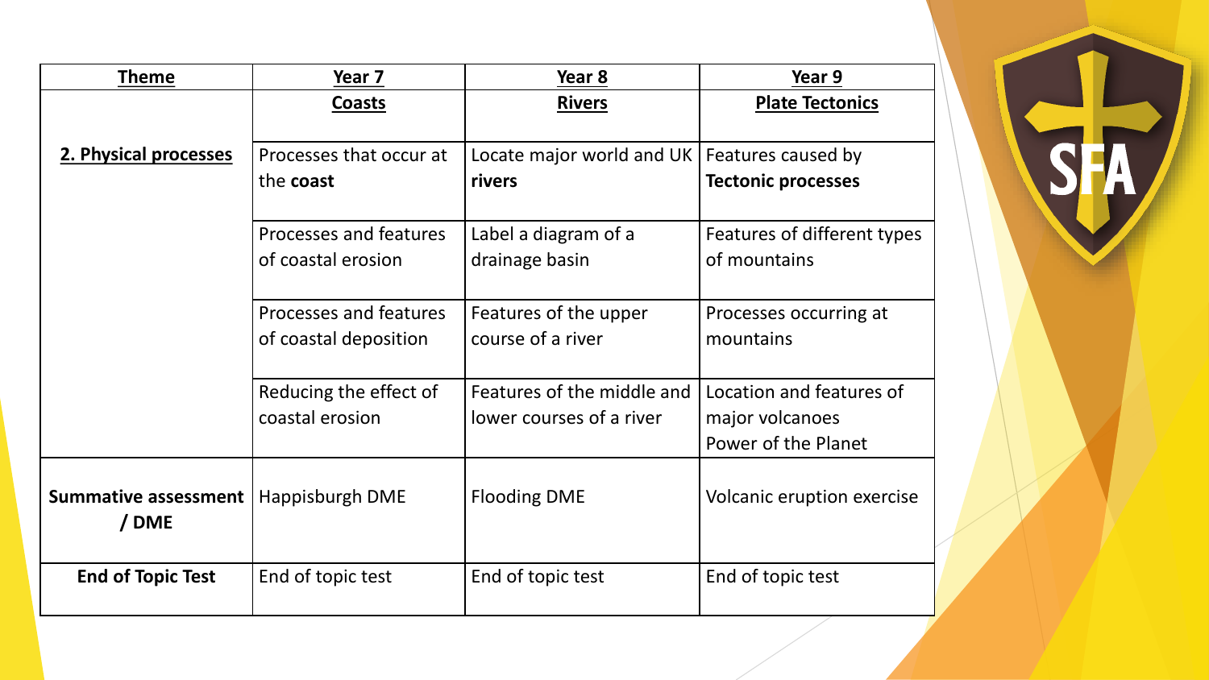| **Theme** | **Year 7** | **Year 8** | **Year 9** |
|---|---|---|---|
| | **Coasts** | **Rivers** | **Plate Tectonics** |
| **2. Physical processes** | Processes that occur at the **coast** | Locate major world and UK **rivers** | Features caused by **Tectonic processes** |
| | Processes and features of coastal erosion | Label a diagram of a drainage basin | Features of different types of mountains |
| | Processes and features of coastal deposition | Features of the upper course of a river | Processes occurring at mountains |
| | Reducing the effect of coastal erosion | Features of the middle and lower courses of a river | Location and features of major volcanoes<br>Power of the Planet |
| **Summative assessment / DME** | Happisburgh DME | Flooding DME | Volcanic eruption exercise |
| **End of Topic Test** | End of topic test | End of topic test | End of topic test |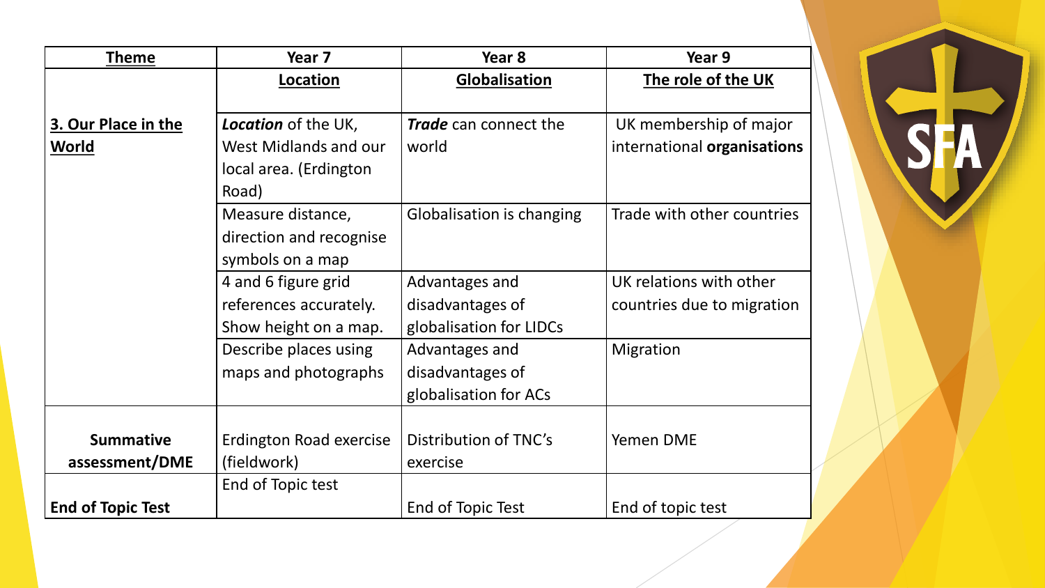| Theme | Year 7 | Year 8 | Year 9 |
|---|---|---|---|
| | **Location** | **Globalisation** | **The role of the UK** |
| **3. Our Place in the World** | ***Location*** of the UK, West Midlands and our local area. (Erdington Road) | ***Trade*** can connect the world | UK membership of major international **organisations** |
| | Measure distance, direction and recognise symbols on a map | Globalisation is changing | Trade with other countries |
| | 4 and 6 figure grid references accurately. Show height on a map. | Advantages and disadvantages of globalisation for LIDCs | UK relations with other countries due to migration |
| | Describe places using maps and photographs | Advantages and disadvantages of globalisation for ACs | Migration |
| **Summative assessment/DME** | Erdington Road exercise (fieldwork) | Distribution of TNC's exercise | Yemen DME |
| **End of Topic Test** | End of Topic test | End of Topic Test | End of topic test |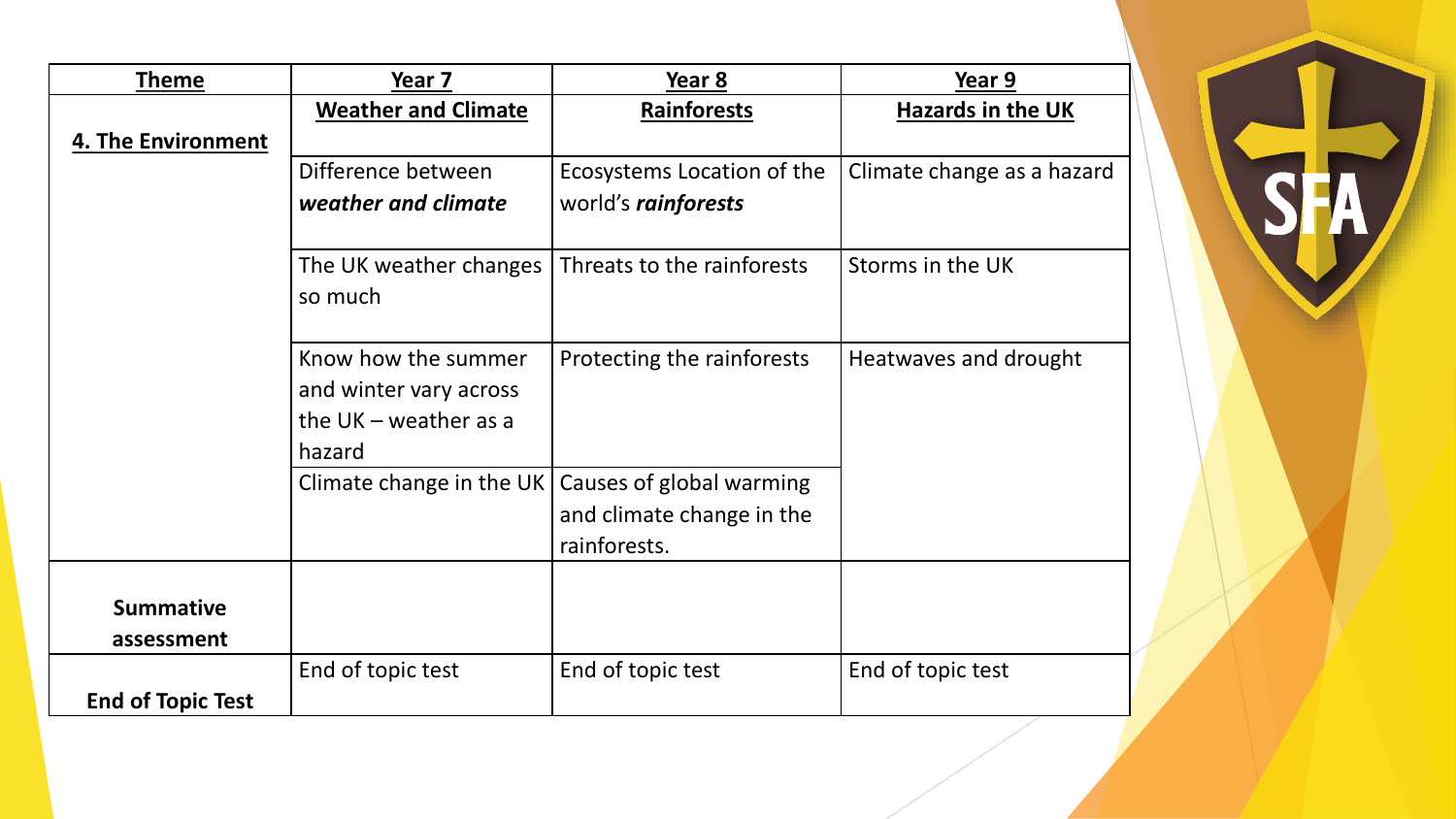| Theme | Year 7 | Year 8 | Year 9 |
|---|---|---|---|
| **4. The Environment** | **Weather and Climate** | **Rainforests** | **Hazards in the UK** |
| | Difference between ***weather and climate*** | Ecosystems Location of the world's ***rainforests*** | Climate change as a hazard |
| | The UK weather changes so much | Threats to the rainforests | Storms in the UK |
| | Know how the summer and winter vary across the UK – weather as a hazard | Protecting the rainforests | Heatwaves and drought |
| | Climate change in the UK | Causes of global warming and climate change in the rainforests. | |
| **Summative assessment** | | | |
| **End of Topic Test** | End of topic test | End of topic test | End of topic test |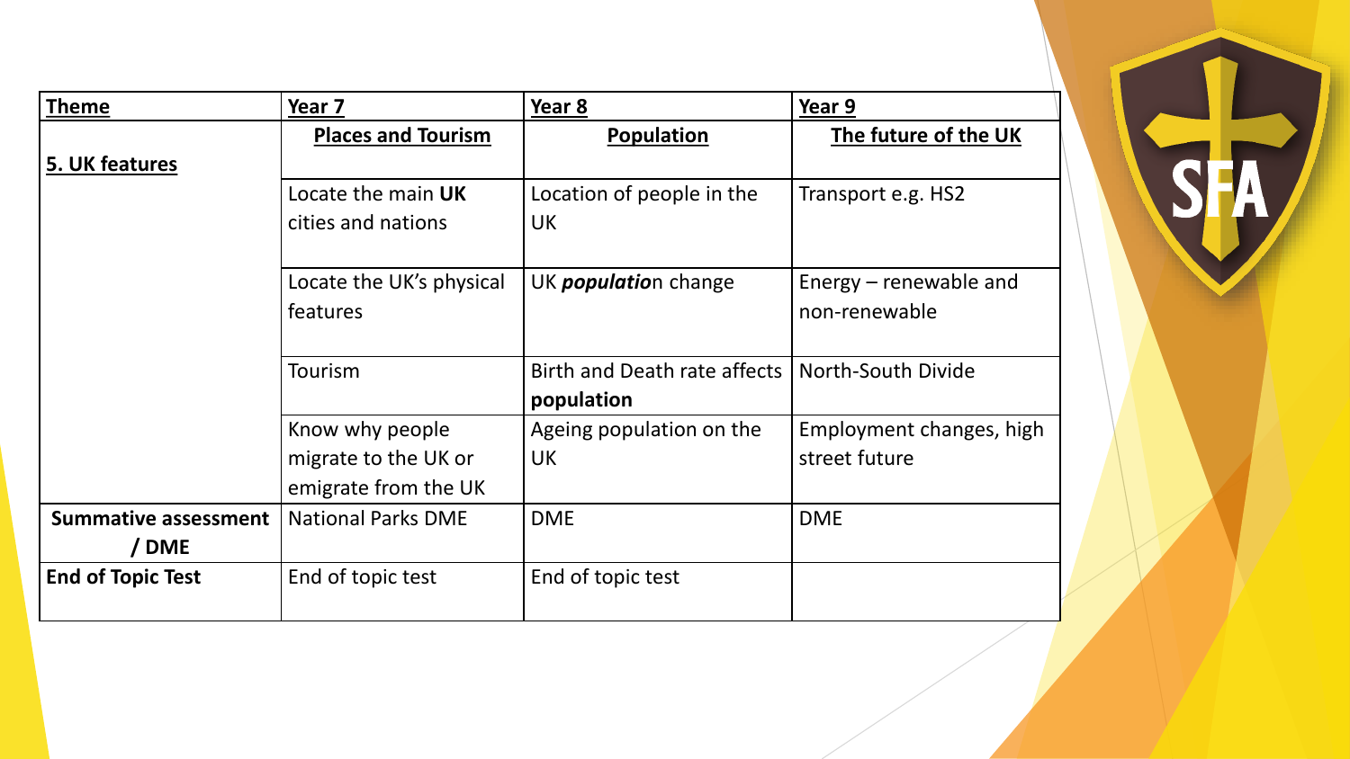| Theme | Year 7 | Year 8 | Year 9 |
|---|---|---|---|
| **5. UK features** | **Places and Tourism** | **Population** | **The future of the UK** |
| | Locate the main **UK** cities and nations | Location of people in the UK | Transport e.g. HS2 |
| | Locate the UK's physical features | UK ***populatio***n change | Energy – renewable and non-renewable |
| | Tourism | Birth and Death rate affects **population** | North-South Divide |
| | Know why people migrate to the UK or emigrate from the UK | Ageing population on the UK | Employment changes, high street future |
| **Summative assessment / DME** | National Parks DME | DME | DME |
| **End of Topic Test** | End of topic test | End of topic test | |